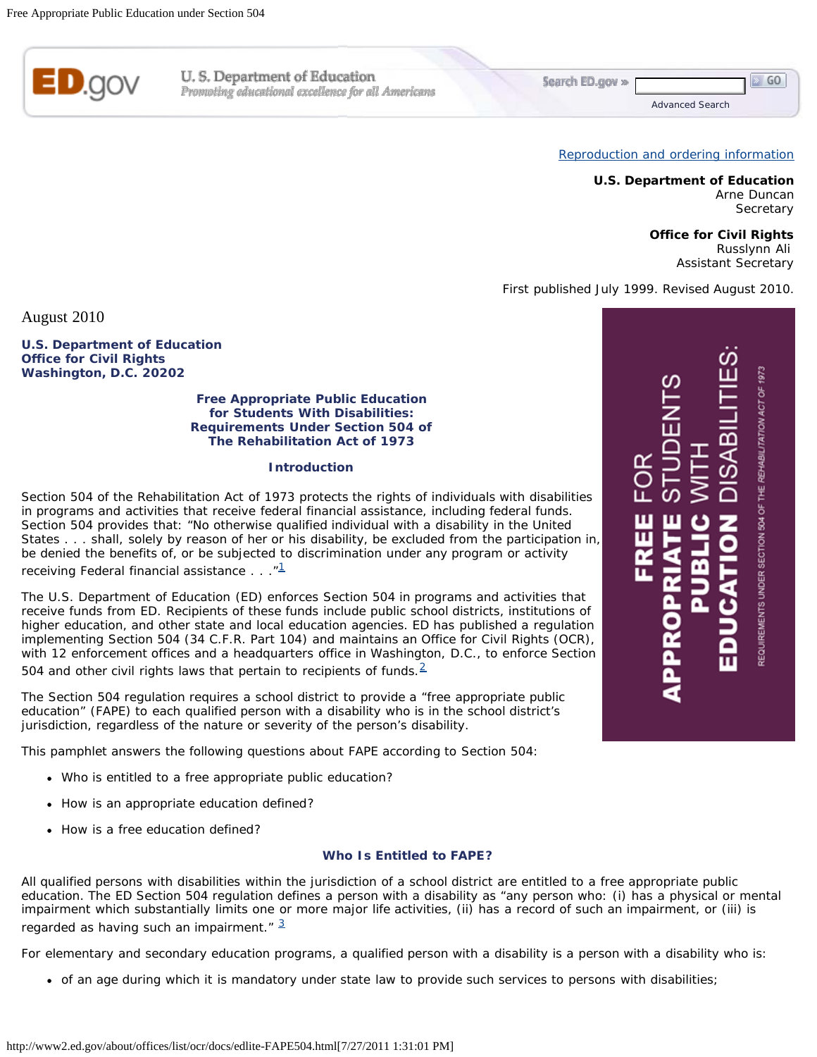Reproduction and ordering information

**U.S. Department of Education**
Arne Duncan
Secretary

**Office for Civil Rights**
Russlynn Ali
Assistant Secretary

First published July 1999. Revised August 2010.

August 2010

**U.S. Department of Education**
**Office for Civil Rights**
**Washington, D.C. 20202**

# Free Appropriate Public Education for Students With Disabilities: Requirements Under Section 504 of The Rehabilitation Act of 1973

## Introduction

Section 504 of the Rehabilitation Act of 1973 protects the rights of individuals with disabilities in programs and activities that receive federal financial assistance, including federal funds. Section 504 provides that: "No otherwise qualified individual with a disability in the United States . . . shall, solely by reason of her or his disability, be excluded from the participation in, be denied the benefits of, or be subjected to discrimination under any program or activity receiving Federal financial assistance . . ."[1]

The U.S. Department of Education (ED) enforces Section 504 in programs and activities that receive funds from ED. Recipients of these funds include public school districts, institutions of higher education, and other state and local education agencies. ED has published a regulation implementing Section 504 (34 C.F.R. Part 104) and maintains an Office for Civil Rights (OCR), with 12 enforcement offices and a headquarters office in Washington, D.C., to enforce Section 504 and other civil rights laws that pertain to recipients of funds.[2]

The Section 504 regulation requires a school district to provide a "free appropriate public education" (FAPE) to each qualified person with a disability who is in the school district's jurisdiction, regardless of the nature or severity of the person's disability.

This pamphlet answers the following questions about FAPE according to Section 504:

- Who is entitled to a free appropriate public education?
- How is an appropriate education defined?
- How is a free education defined?

## Who Is Entitled to FAPE?

All qualified persons with disabilities within the jurisdiction of a school district are entitled to a free appropriate public education. The ED Section 504 regulation defines a person with a disability as "any person who: (i) has a physical or mental impairment which substantially limits one or more major life activities, (ii) has a record of such an impairment, or (iii) is regarded as having such an impairment." [3]

For elementary and secondary education programs, a qualified person with a disability is a person with a disability who is:

- of an age during which it is mandatory under state law to provide such services to persons with disabilities;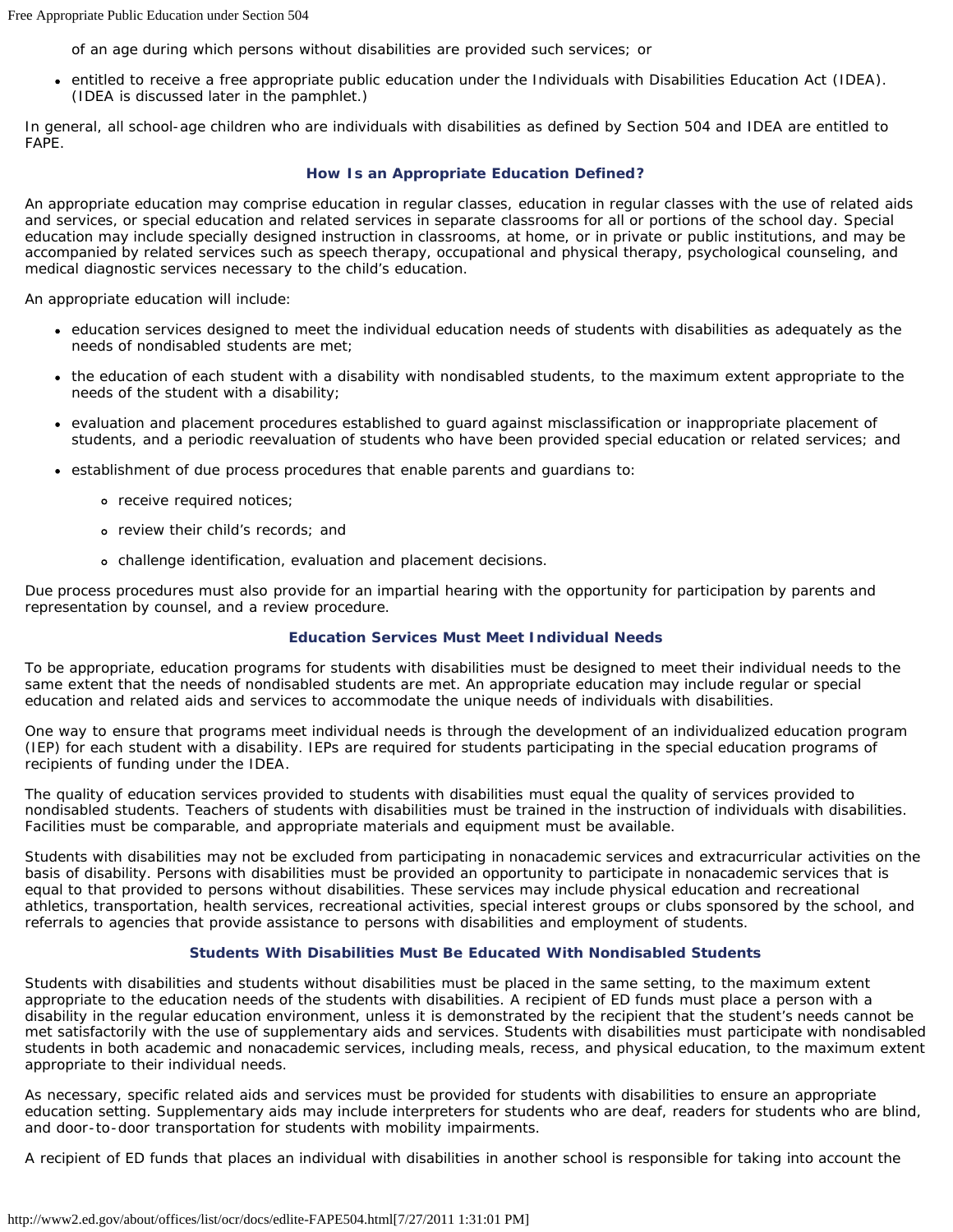of an age during which persons without disabilities are provided such services; or

- entitled to receive a free appropriate public education under the Individuals with Disabilities Education Act (IDEA). (IDEA is discussed later in the pamphlet.)

In general, all school-age children who are individuals with disabilities as defined by Section 504 and IDEA are entitled to FAPE.

### How Is an Appropriate Education Defined?

An appropriate education may comprise education in regular classes, education in regular classes with the use of related aids and services, or special education and related services in separate classrooms for all or portions of the school day. Special education may include specially designed instruction in classrooms, at home, or in private or public institutions, and may be accompanied by related services such as speech therapy, occupational and physical therapy, psychological counseling, and medical diagnostic services necessary to the child's education.

An appropriate education will include:

- education services designed to meet the individual education needs of students with disabilities as adequately as the needs of nondisabled students are met;
- the education of each student with a disability with nondisabled students, to the maximum extent appropriate to the needs of the student with a disability;
- evaluation and placement procedures established to guard against misclassification or inappropriate placement of students, and a periodic reevaluation of students who have been provided special education or related services; and
- establishment of due process procedures that enable parents and guardians to:
  - receive required notices;
  - review their child's records; and
  - challenge identification, evaluation and placement decisions.

Due process procedures must also provide for an impartial hearing with the opportunity for participation by parents and representation by counsel, and a review procedure.

### Education Services Must Meet Individual Needs

To be appropriate, education programs for students with disabilities must be designed to meet their individual needs to the same extent that the needs of nondisabled students are met. An appropriate education may include regular or special education and related aids and services to accommodate the unique needs of individuals with disabilities.

One way to ensure that programs meet individual needs is through the development of an individualized education program (IEP) for each student with a disability. IEPs are required for students participating in the special education programs of recipients of funding under the IDEA.

The quality of education services provided to students with disabilities must equal the quality of services provided to nondisabled students. Teachers of students with disabilities must be trained in the instruction of individuals with disabilities. Facilities must be comparable, and appropriate materials and equipment must be available.

Students with disabilities may not be excluded from participating in nonacademic services and extracurricular activities on the basis of disability. Persons with disabilities must be provided an opportunity to participate in nonacademic services that is equal to that provided to persons without disabilities. These services may include physical education and recreational athletics, transportation, health services, recreational activities, special interest groups or clubs sponsored by the school, and referrals to agencies that provide assistance to persons with disabilities and employment of students.

### Students With Disabilities Must Be Educated With Nondisabled Students

Students with disabilities and students without disabilities must be placed in the same setting, to the maximum extent appropriate to the education needs of the students with disabilities. A recipient of ED funds must place a person with a disability in the regular education environment, unless it is demonstrated by the recipient that the student's needs cannot be met satisfactorily with the use of supplementary aids and services. Students with disabilities must participate with nondisabled students in both academic and nonacademic services, including meals, recess, and physical education, to the maximum extent appropriate to their individual needs.

As necessary, specific related aids and services must be provided for students with disabilities to ensure an appropriate education setting. Supplementary aids may include interpreters for students who are deaf, readers for students who are blind, and door-to-door transportation for students with mobility impairments.

A recipient of ED funds that places an individual with disabilities in another school is responsible for taking into account the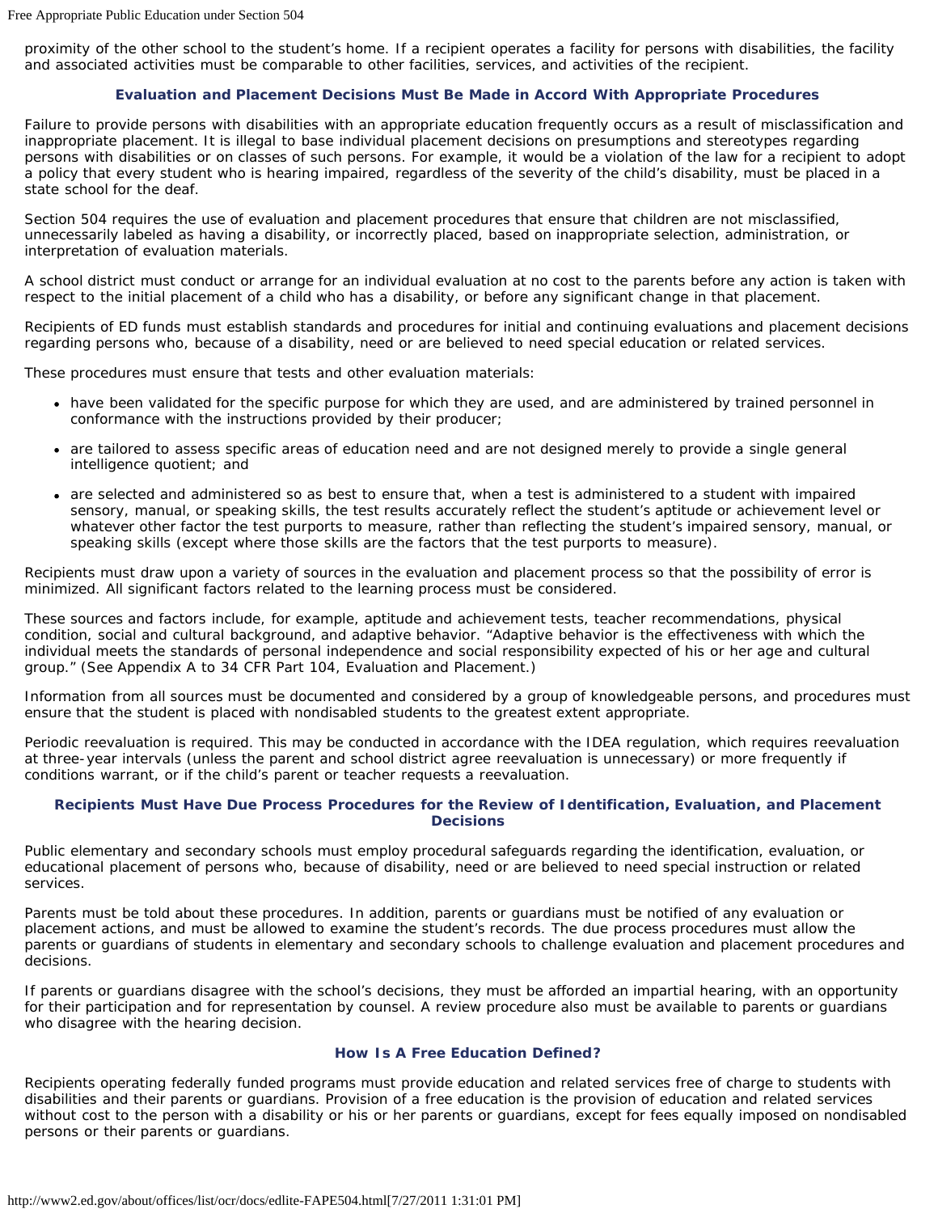proximity of the other school to the student's home. If a recipient operates a facility for persons with disabilities, the facility and associated activities must be comparable to other facilities, services, and activities of the recipient.

### Evaluation and Placement Decisions Must Be Made in Accord With Appropriate Procedures

Failure to provide persons with disabilities with an appropriate education frequently occurs as a result of misclassification and inappropriate placement. It is illegal to base individual placement decisions on presumptions and stereotypes regarding persons with disabilities or on classes of such persons. For example, it would be a violation of the law for a recipient to adopt a policy that every student who is hearing impaired, regardless of the severity of the child's disability, must be placed in a state school for the deaf.

Section 504 requires the use of evaluation and placement procedures that ensure that children are not misclassified, unnecessarily labeled as having a disability, or incorrectly placed, based on inappropriate selection, administration, or interpretation of evaluation materials.

A school district must conduct or arrange for an individual evaluation at no cost to the parents before any action is taken with respect to the initial placement of a child who has a disability, or before any significant change in that placement.

Recipients of ED funds must establish standards and procedures for initial and continuing evaluations and placement decisions regarding persons who, because of a disability, need or are believed to need special education or related services.

These procedures must ensure that tests and other evaluation materials:

- have been validated for the specific purpose for which they are used, and are administered by trained personnel in conformance with the instructions provided by their producer;
- are tailored to assess specific areas of education need and are not designed merely to provide a single general intelligence quotient; and
- are selected and administered so as best to ensure that, when a test is administered to a student with impaired sensory, manual, or speaking skills, the test results accurately reflect the student's aptitude or achievement level or whatever other factor the test purports to measure, rather than reflecting the student's impaired sensory, manual, or speaking skills (except where those skills are the factors that the test purports to measure).

Recipients must draw upon a variety of sources in the evaluation and placement process so that the possibility of error is minimized. All significant factors related to the learning process must be considered.

These sources and factors include, for example, aptitude and achievement tests, teacher recommendations, physical condition, social and cultural background, and adaptive behavior. "Adaptive behavior is the effectiveness with which the individual meets the standards of personal independence and social responsibility expected of his or her age and cultural group." (See Appendix A to 34 CFR Part 104, Evaluation and Placement.)

Information from all sources must be documented and considered by a group of knowledgeable persons, and procedures must ensure that the student is placed with nondisabled students to the greatest extent appropriate.

Periodic reevaluation is required. This may be conducted in accordance with the IDEA regulation, which requires reevaluation at three-year intervals (unless the parent and school district agree reevaluation is unnecessary) or more frequently if conditions warrant, or if the child's parent or teacher requests a reevaluation.

### Recipients Must Have Due Process Procedures for the Review of Identification, Evaluation, and Placement Decisions

Public elementary and secondary schools must employ procedural safeguards regarding the identification, evaluation, or educational placement of persons who, because of disability, need or are believed to need special instruction or related services.

Parents must be told about these procedures. In addition, parents or guardians must be notified of any evaluation or placement actions, and must be allowed to examine the student's records. The due process procedures must allow the parents or guardians of students in elementary and secondary schools to challenge evaluation and placement procedures and decisions.

If parents or guardians disagree with the school's decisions, they must be afforded an impartial hearing, with an opportunity for their participation and for representation by counsel. A review procedure also must be available to parents or guardians who disagree with the hearing decision.

### How Is A Free Education Defined?

Recipients operating federally funded programs must provide education and related services free of charge to students with disabilities and their parents or guardians. Provision of a free education is the provision of education and related services without cost to the person with a disability or his or her parents or guardians, except for fees equally imposed on nondisabled persons or their parents or guardians.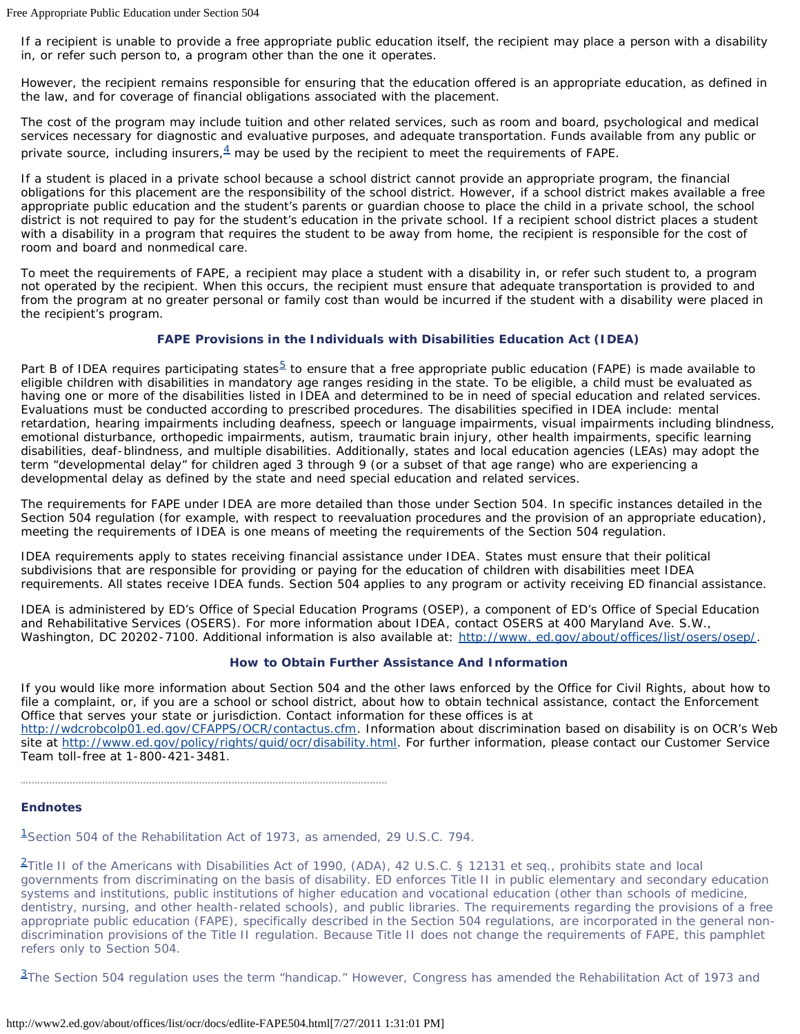If a recipient is unable to provide a free appropriate public education itself, the recipient may place a person with a disability in, or refer such person to, a program other than the one it operates.

However, the recipient remains responsible for ensuring that the education offered is an appropriate education, as defined in the law, and for coverage of financial obligations associated with the placement.

The cost of the program may include tuition and other related services, such as room and board, psychological and medical services necessary for diagnostic and evaluative purposes, and adequate transportation. Funds available from any public or private source, including insurers,[4] may be used by the recipient to meet the requirements of FAPE.

If a student is placed in a private school because a school district cannot provide an appropriate program, the financial obligations for this placement are the responsibility of the school district. However, if a school district makes available a free appropriate public education and the student's parents or guardian choose to place the child in a private school, the school district is not required to pay for the student's education in the private school. If a recipient school district places a student with a disability in a program that requires the student to be away from home, the recipient is responsible for the cost of room and board and nonmedical care.

To meet the requirements of FAPE, a recipient may place a student with a disability in, or refer such student to, a program not operated by the recipient. When this occurs, the recipient must ensure that adequate transportation is provided to and from the program at no greater personal or family cost than would be incurred if the student with a disability were placed in the recipient's program.

### FAPE Provisions in the Individuals with Disabilities Education Act (IDEA)

Part B of IDEA requires participating states[5] to ensure that a free appropriate public education (FAPE) is made available to eligible children with disabilities in mandatory age ranges residing in the state. To be eligible, a child must be evaluated as having one or more of the disabilities listed in IDEA and determined to be in need of special education and related services. Evaluations must be conducted according to prescribed procedures. The disabilities specified in IDEA include: mental retardation, hearing impairments including deafness, speech or language impairments, visual impairments including blindness, emotional disturbance, orthopedic impairments, autism, traumatic brain injury, other health impairments, specific learning disabilities, deaf-blindness, and multiple disabilities. Additionally, states and local education agencies (LEAs) may adopt the term "developmental delay" for children aged 3 through 9 (or a subset of that age range) who are experiencing a developmental delay as defined by the state and need special education and related services.

The requirements for FAPE under IDEA are more detailed than those under Section 504. In specific instances detailed in the Section 504 regulation (for example, with respect to reevaluation procedures and the provision of an appropriate education), meeting the requirements of IDEA is one means of meeting the requirements of the Section 504 regulation.

IDEA requirements apply to states receiving financial assistance under IDEA. States must ensure that their political subdivisions that are responsible for providing or paying for the education of children with disabilities meet IDEA requirements. All states receive IDEA funds. Section 504 applies to any program or activity receiving ED financial assistance.

IDEA is administered by ED's Office of Special Education Programs (OSEP), a component of ED's Office of Special Education and Rehabilitative Services (OSERS). For more information about IDEA, contact OSERS at 400 Maryland Ave. S.W., Washington, DC 20202-7100. Additional information is also available at: http://www. ed.gov/about/offices/list/osers/osep/.

### How to Obtain Further Assistance And Information

If you would like more information about Section 504 and the other laws enforced by the Office for Civil Rights, about how to file a complaint, or, if you are a school or school district, about how to obtain technical assistance, contact the Enforcement Office that serves your state or jurisdiction. Contact information for these offices is at http://wdcrobcolp01.ed.gov/CFAPPS/OCR/contactus.cfm. Information about discrimination based on disability is on OCR's Web site at http://www.ed.gov/policy/rights/guid/ocr/disability.html. For further information, please contact our Customer Service Team toll-free at 1-800-421-3481.

---

### Endnotes

[1]Section 504 of the Rehabilitation Act of 1973, as amended, 29 U.S.C. 794.

[2]Title II of the Americans with Disabilities Act of 1990, (ADA), 42 U.S.C. § 12131 et seq., prohibits state and local governments from discriminating on the basis of disability. ED enforces Title II in public elementary and secondary education systems and institutions, public institutions of higher education and vocational education (other than schools of medicine, dentistry, nursing, and other health-related schools), and public libraries. The requirements regarding the provisions of a free appropriate public education (FAPE), specifically described in the Section 504 regulations, are incorporated in the general non-discrimination provisions of the Title II regulation. Because Title II does not change the requirements of FAPE, this pamphlet refers only to Section 504.

[3]The Section 504 regulation uses the term "handicap." However, Congress has amended the Rehabilitation Act of 1973 and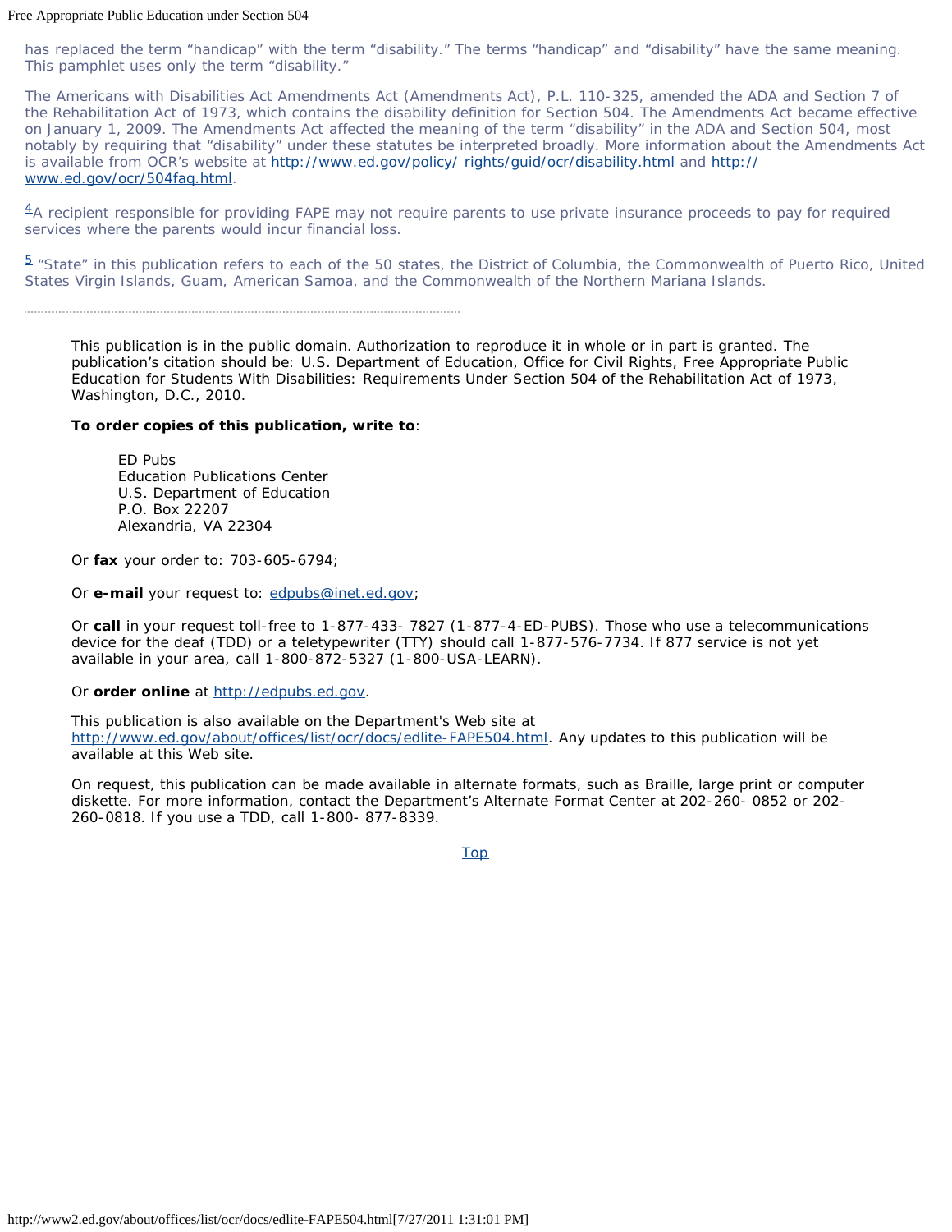has replaced the term “handicap” with the term “disability.” The terms “handicap” and “disability” have the same meaning. This pamphlet uses only the term “disability.”

The Americans with Disabilities Act Amendments Act (Amendments Act), P.L. 110-325, amended the ADA and Section 7 of the Rehabilitation Act of 1973, which contains the disability definition for Section 504. The Amendments Act became effective on January 1, 2009. The Amendments Act affected the meaning of the term “disability” in the ADA and Section 504, most notably by requiring that “disability” under these statutes be interpreted broadly. More information about the Amendments Act is available from OCR’s website at http://www.ed.gov/policy/ rights/guid/ocr/disability.html and http:// www.ed.gov/ocr/504faq.html.

[4]A recipient responsible for providing FAPE may not require parents to use private insurance proceeds to pay for required services where the parents would incur financial loss.

[5] “State” in this publication refers to each of the 50 states, the District of Columbia, the Commonwealth of Puerto Rico, United States Virgin Islands, Guam, American Samoa, and the Commonwealth of the Northern Mariana Islands.

---

This publication is in the public domain. Authorization to reproduce it in whole or in part is granted. The publication’s citation should be: U.S. Department of Education, Office for Civil Rights, Free Appropriate Public Education for Students With Disabilities: Requirements Under Section 504 of the Rehabilitation Act of 1973, Washington, D.C., 2010.

**To order copies of this publication, write to**:

ED Pubs
Education Publications Center
U.S. Department of Education
P.O. Box 22207
Alexandria, VA 22304

Or **fax** your order to: 703-605-6794;

Or **e-mail** your request to: edpubs@inet.ed.gov;

Or **call** in your request toll-free to 1-877-433- 7827 (1-877-4-ED-PUBS). Those who use a telecommunications device for the deaf (TDD) or a teletypewriter (TTY) should call 1-877-576-7734. If 877 service is not yet available in your area, call 1-800-872-5327 (1-800-USA-LEARN).

Or **order online** at http://edpubs.ed.gov.

This publication is also available on the Department's Web site at http://www.ed.gov/about/offices/list/ocr/docs/edlite-FAPE504.html. Any updates to this publication will be available at this Web site.

On request, this publication can be made available in alternate formats, such as Braille, large print or computer diskette. For more information, contact the Department’s Alternate Format Center at 202-260- 0852 or 202-260-0818. If you use a TDD, call 1-800- 877-8339.

Top